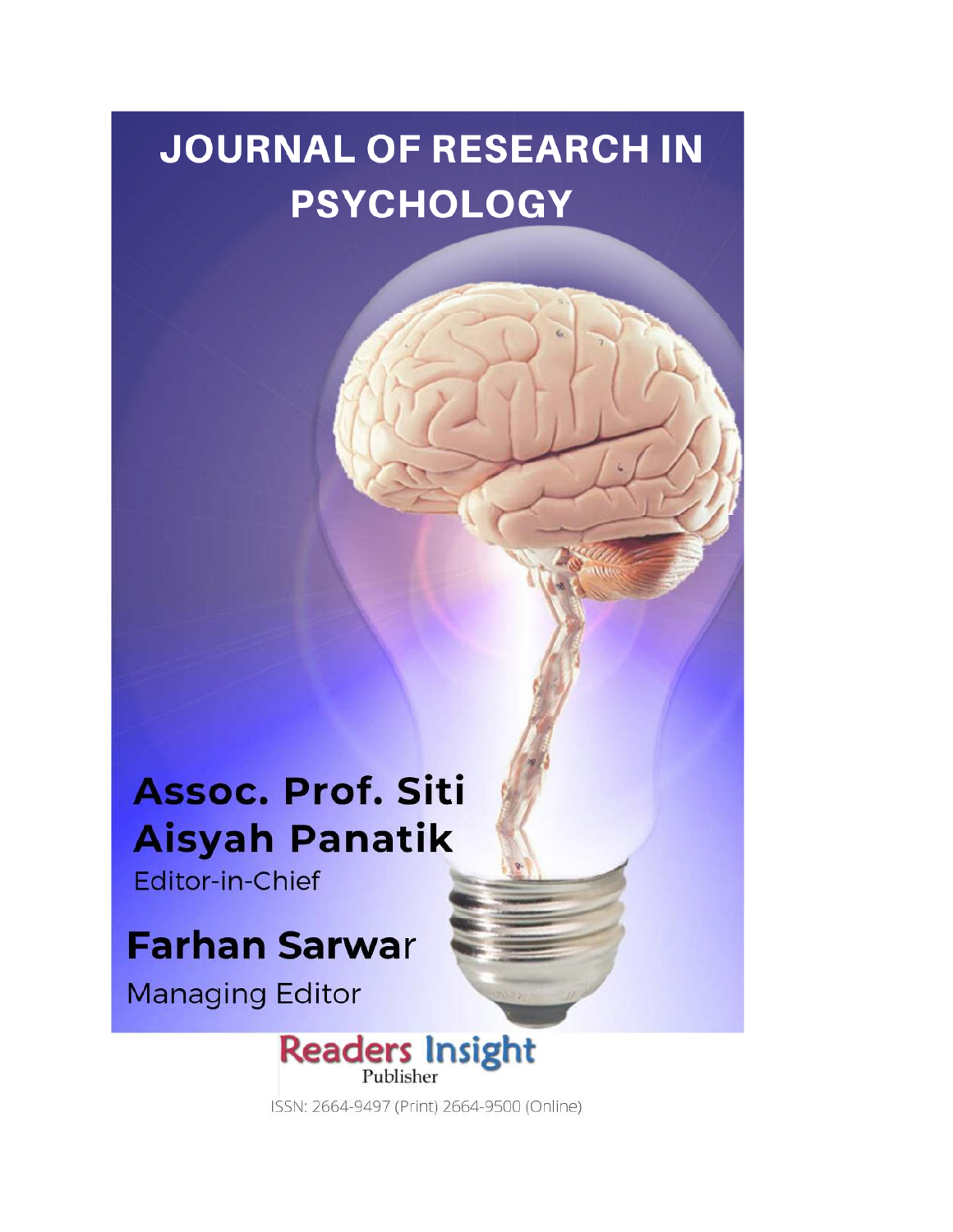# JOURNAL OF RESEARCH IN PSYCHOLOGY

**Assoc. Prof. Siti Aisyah Panatik**

Editor-in-Chief

**Farhan Sarwar**

Managing Editor

Readers Insight Publisher

ISSN: 2664-9497 (Print) 2664-9500 (Online)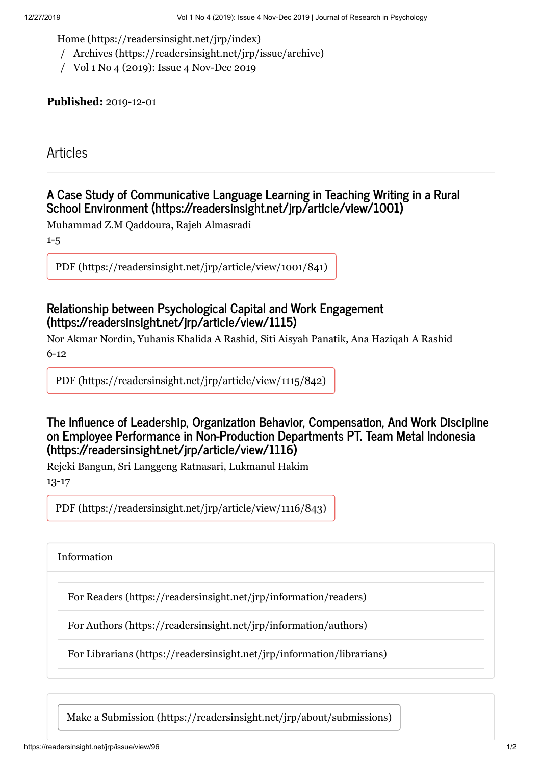Home (https://readersinsight.net/jrp/index)
/ Archives (https://readersinsight.net/jrp/issue/archive)
/ Vol 1 No 4 (2019): Issue 4 Nov-Dec 2019

**Published:** 2019-12-01

## Articles

### A Case Study of Communicative Language Learning in Teaching Writing in a Rural School Environment (https://readersinsight.net/jrp/article/view/1001)

Muhammad Z.M Qaddoura, Rajeh Almasradi

1-5

PDF (https://readersinsight.net/jrp/article/view/1001/841)

### Relationship between Psychological Capital and Work Engagement (https://readersinsight.net/jrp/article/view/1115)

Nor Akmar Nordin, Yuhanis Khalida A Rashid, Siti Aisyah Panatik, Ana Haziqah A Rashid

6-12

PDF (https://readersinsight.net/jrp/article/view/1115/842)

### The Influence of Leadership, Organization Behavior, Compensation, And Work Discipline on Employee Performance in Non-Production Departments PT. Team Metal Indonesia (https://readersinsight.net/jrp/article/view/1116)

Rejeki Bangun, Sri Langgeng Ratnasari, Lukmanul Hakim

13-17

PDF (https://readersinsight.net/jrp/article/view/1116/843)

Information

- For Readers (https://readersinsight.net/jrp/information/readers)
- For Authors (https://readersinsight.net/jrp/information/authors)
- For Librarians (https://readersinsight.net/jrp/information/librarians)

Make a Submission (https://readersinsight.net/jrp/about/submissions)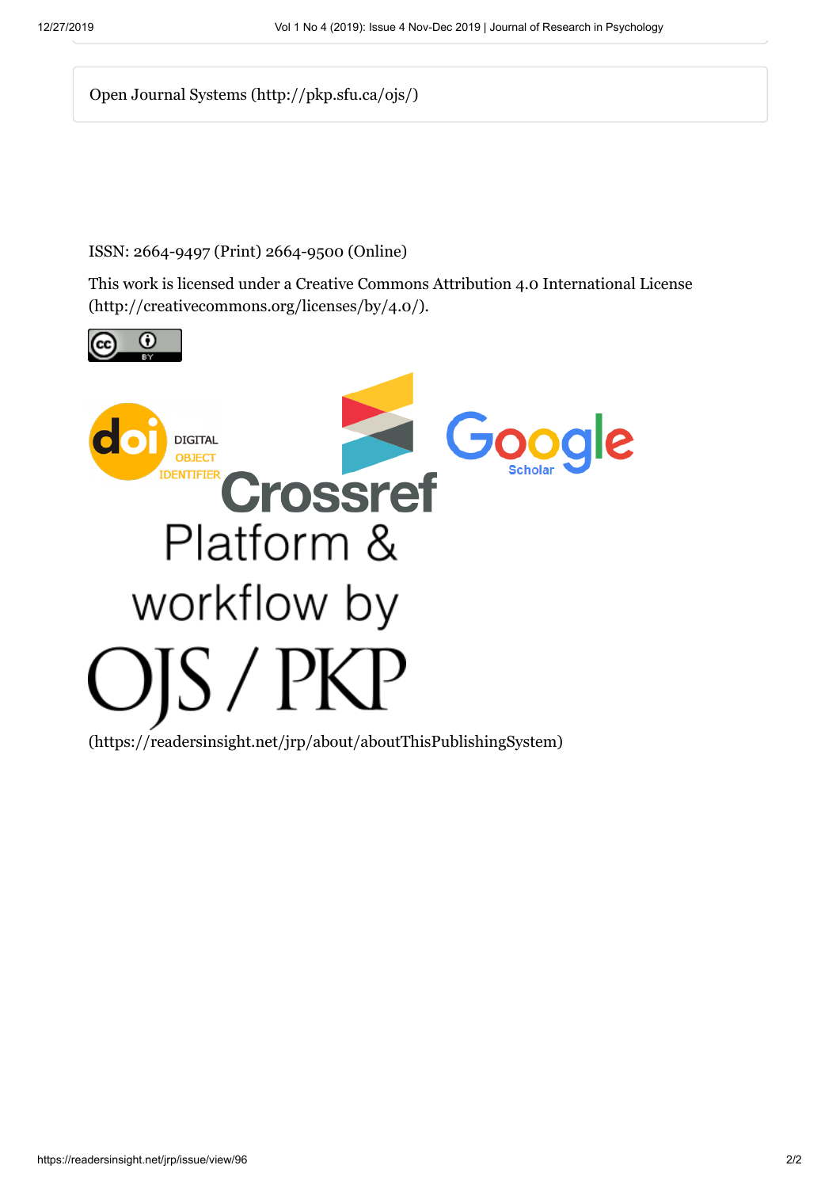Open Journal Systems (http://pkp.sfu.ca/ojs/)

ISSN: 2664-9497 (Print) 2664-9500 (Online)

This work is licensed under a Creative Commons Attribution 4.0 International License (http://creativecommons.org/licenses/by/4.0/).

Platform & workflow by OJS / PKP

(https://readersinsight.net/jrp/about/aboutThisPublishingSystem)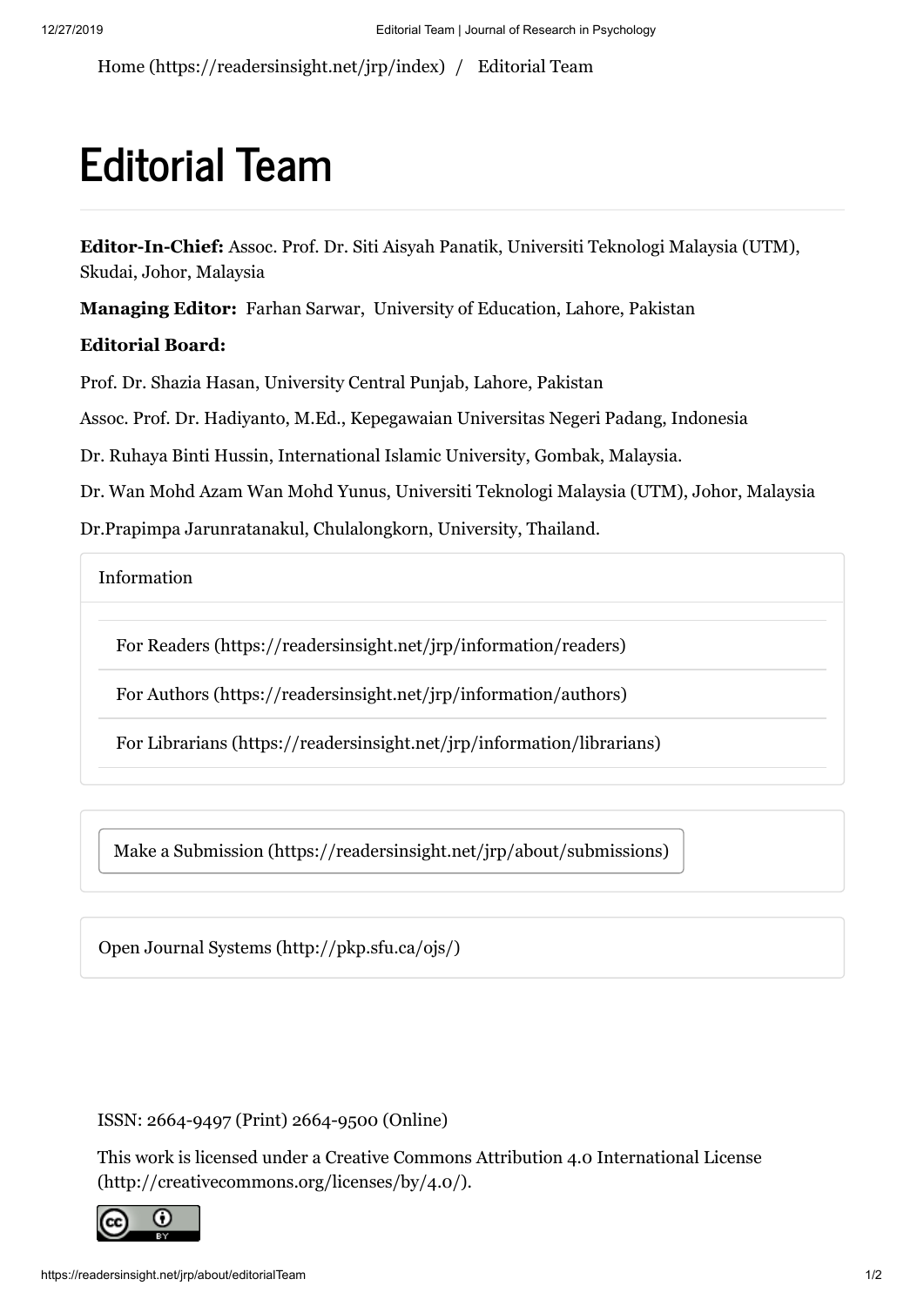Home (https://readersinsight.net/jrp/index) / Editorial Team

# Editorial Team

**Editor-In-Chief:** Assoc. Prof. Dr. Siti Aisyah Panatik, Universiti Teknologi Malaysia (UTM), Skudai, Johor, Malaysia

**Managing Editor:** Farhan Sarwar, University of Education, Lahore, Pakistan

**Editorial Board:**

Prof. Dr. Shazia Hasan, University Central Punjab, Lahore, Pakistan

Assoc. Prof. Dr. Hadiyanto, M.Ed., Kepegawaian Universitas Negeri Padang, Indonesia

Dr. Ruhaya Binti Hussin, International Islamic University, Gombak, Malaysia.

Dr. Wan Mohd Azam Wan Mohd Yunus, Universiti Teknologi Malaysia (UTM), Johor, Malaysia

Dr.Prapimpa Jarunratanakul, Chulalongkorn, University, Thailand.

Information

- For Readers (https://readersinsight.net/jrp/information/readers)
- For Authors (https://readersinsight.net/jrp/information/authors)
- For Librarians (https://readersinsight.net/jrp/information/librarians)

Make a Submission (https://readersinsight.net/jrp/about/submissions)

Open Journal Systems (http://pkp.sfu.ca/ojs/)

ISSN: 2664-9497 (Print) 2664-9500 (Online)

This work is licensed under a Creative Commons Attribution 4.0 International License (http://creativecommons.org/licenses/by/4.0/).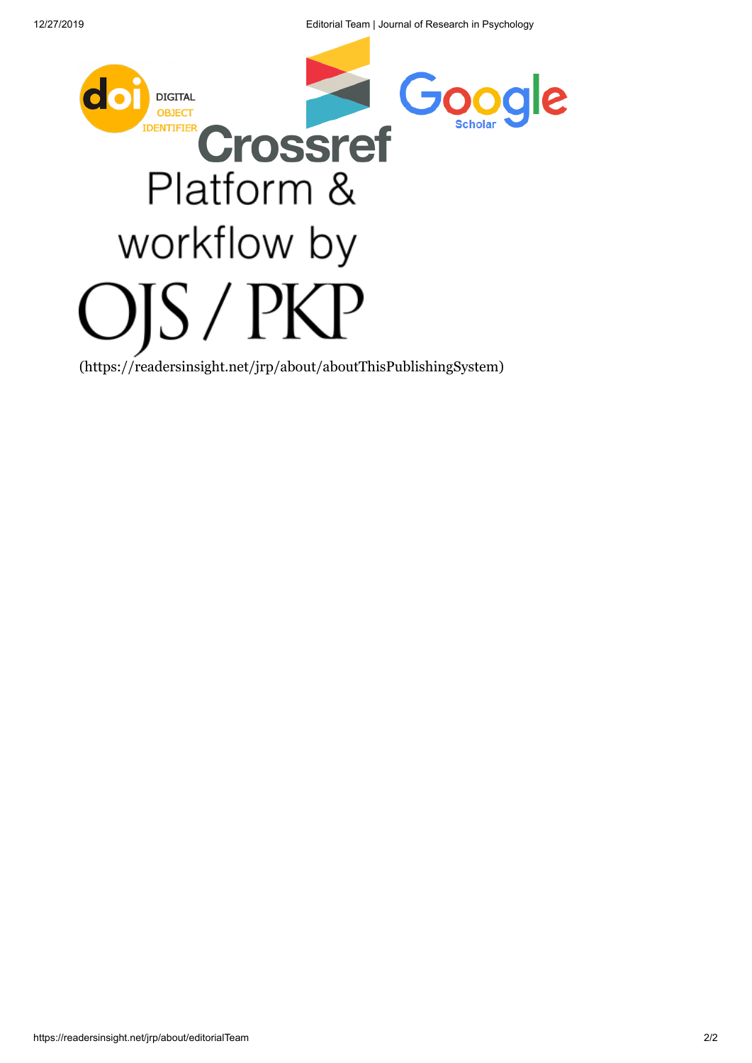DIGITAL OBJECT IDENTIFIER

Crossref

Google Scholar

Platform & workflow by

OJS / PKP

(https://readersinsight.net/jrp/about/aboutThisPublishingSystem)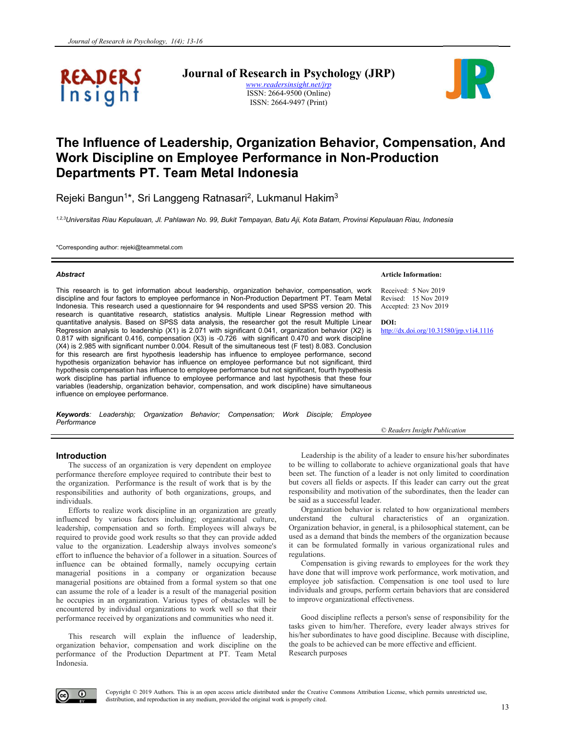# Journal of Research in Psychology (JRP)

www.readersinsight.net/jrp
ISSN: 2664-9500 (Online)
ISSN: 2664-9497 (Print)

# The Influence of Leadership, Organization Behavior, Compensation, And Work Discipline on Employee Performance in Non-Production Departments PT. Team Metal Indonesia

Rejeki Bangun[1]*, Sri Langgeng Ratnasari[2], Lukmanul Hakim[3]

[1,2,3]Universitas Riau Kepulauan, Jl. Pahlawan No. 99, Bukit Tempayan, Batu Aji, Kota Batam, Provinsi Kepulauan Riau, Indonesia

*Corresponding author: rejeki@teammetal.com

### Abstract

This research is to get information about leadership, organization behavior, compensation, work discipline and four factors to employee performance in Non-Production Department PT. Team Metal Indonesia. This research used a questionnaire for 94 respondents and used SPSS version 20. This research is quantitative research, statistics analysis. Multiple Linear Regression method with quantitative analysis. Based on SPSS data analysis, the researcher got the result Multiple Linear Regression analysis to leadership (X1) is 2.071 with significant 0.041, organization behavior (X2) is 0.817 with significant 0.416, compensation (X3) is -0.726 with significant 0.470 and work discipline (X4) is 2.985 with significant number 0.004. Result of the simultaneous test (F test) 8.083. Conclusion for this research are first hypothesis leadership has influence to employee performance, second hypothesis organization behavior has influence on employee performance but not significant, third hypothesis compensation has influence to employee performance but not significant, fourth hypothesis work discipline has partial influence to employee performance and last hypothesis that these four variables (leadership, organization behavior, compensation, and work discipline) have simultaneous influence on employee performance.

***Keywords**: Leadership; Organization Behavior; Compensation; Work Disciple; Employee Performance*

**Article Information:**

Received: 5 Nov 2019
Revised: 15 Nov 2019
Accepted: 23 Nov 2019

**DOI:**
http://dx.doi.org/10.31580/jrp.v1i4.1116

© Readers Insight Publication

## Introduction

The success of an organization is very dependent on employee performance therefore employee required to contribute their best to the organization. Performance is the result of work that is by the responsibilities and authority of both organizations, groups, and individuals.

Efforts to realize work discipline in an organization are greatly influenced by various factors including; organizational culture, leadership, compensation and so forth. Employees will always be required to provide good work results so that they can provide added value to the organization. Leadership always involves someone's effort to influence the behavior of a follower in a situation. Sources of influence can be obtained formally, namely occupying certain managerial positions in a company or organization because managerial positions are obtained from a formal system so that one can assume the role of a leader is a result of the managerial position he occupies in an organization. Various types of obstacles will be encountered by individual organizations to work well so that their performance received by organizations and communities who need it.

This research will explain the influence of leadership, organization behavior, compensation and work discipline on the performance of the Production Department at PT. Team Metal Indonesia.

Leadership is the ability of a leader to ensure his/her subordinates to be willing to collaborate to achieve organizational goals that have been set. The function of a leader is not only limited to coordination but covers all fields or aspects. If this leader can carry out the great responsibility and motivation of the subordinates, then the leader can be said as a successful leader.

Organization behavior is related to how organizational members understand the cultural characteristics of an organization. Organization behavior, in general, is a philosophical statement, can be used as a demand that binds the members of the organization because it can be formulated formally in various organizational rules and regulations.

Compensation is giving rewards to employees for the work they have done that will improve work performance, work motivation, and employee job satisfaction. Compensation is one tool used to lure individuals and groups, perform certain behaviors that are considered to improve organizational effectiveness.

Good discipline reflects a person's sense of responsibility for the tasks given to him/her. Therefore, every leader always strives for his/her subordinates to have good discipline. Because with discipline, the goals to be achieved can be more effective and efficient.
Research purposes

Copyright © 2019 Authors. This is an open access article distributed under the Creative Commons Attribution License, which permits unrestricted use, distribution, and reproduction in any medium, provided the original work is properly cited.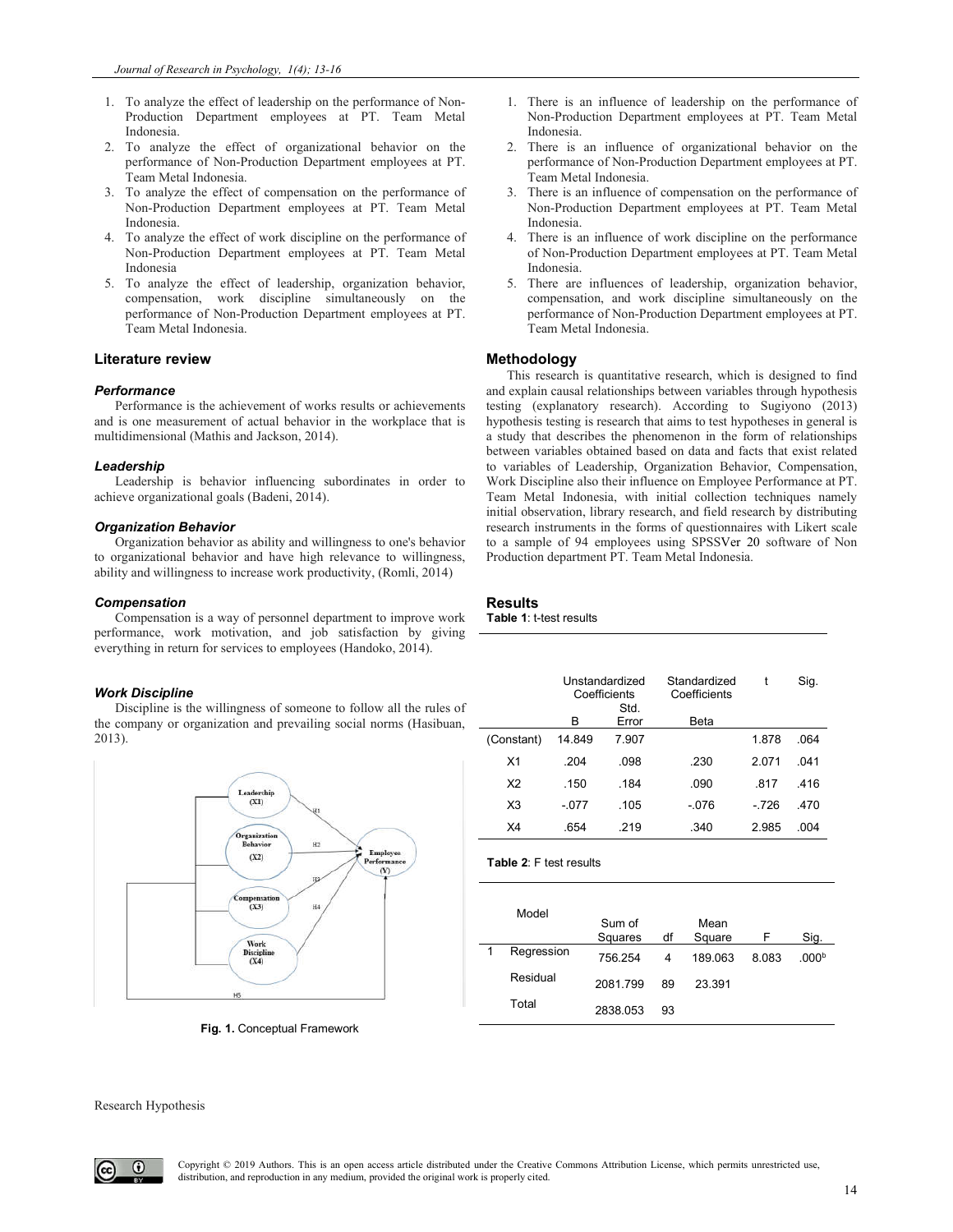1. To analyze the effect of leadership on the performance of Non-Production Department employees at PT. Team Metal Indonesia.
2. To analyze the effect of organizational behavior on the performance of Non-Production Department employees at PT. Team Metal Indonesia.
3. To analyze the effect of compensation on the performance of Non-Production Department employees at PT. Team Metal Indonesia.
4. To analyze the effect of work discipline on the performance of Non-Production Department employees at PT. Team Metal Indonesia
5. To analyze the effect of leadership, organization behavior, compensation, work discipline simultaneously on the performance of Non-Production Department employees at PT. Team Metal Indonesia.

## Literature review

### *Performance*

Performance is the achievement of works results or achievements and is one measurement of actual behavior in the workplace that is multidimensional (Mathis and Jackson, 2014).

### *Leadership*

Leadership is behavior influencing subordinates in order to achieve organizational goals (Badeni, 2014).

### *Organization Behavior*

Organization behavior as ability and willingness to one's behavior to organizational behavior and have high relevance to willingness, ability and willingness to increase work productivity, (Romli, 2014)

### *Compensation*

Compensation is a way of personnel department to improve work performance, work motivation, and job satisfaction by giving everything in return for services to employees (Handoko, 2014).

### *Work Discipline*

Discipline is the willingness of someone to follow all the rules of the company or organization and prevailing social norms (Hasibuan, 2013).

**Fig. 1.** Conceptual Framework

Research Hypothesis

1. There is an influence of leadership on the performance of Non-Production Department employees at PT. Team Metal Indonesia.
2. There is an influence of organizational behavior on the performance of Non-Production Department employees at PT. Team Metal Indonesia.
3. There is an influence of compensation on the performance of Non-Production Department employees at PT. Team Metal Indonesia.
4. There is an influence of work discipline on the performance of Non-Production Department employees at PT. Team Metal Indonesia.
5. There are influences of leadership, organization behavior, compensation, and work discipline simultaneously on the performance of Non-Production Department employees at PT. Team Metal Indonesia.

## Methodology

This research is quantitative research, which is designed to find and explain causal relationships between variables through hypothesis testing (explanatory research). According to Sugiyono (2013) hypothesis testing is research that aims to test hypotheses in general is a study that describes the phenomenon in the form of relationships between variables obtained based on data and facts that exist related to variables of Leadership, Organization Behavior, Compensation, Work Discipline also their influence on Employee Performance at PT. Team Metal Indonesia, with initial collection techniques namely initial observation, library research, and field research by distributing research instruments in the forms of questionnaires with Likert scale to a sample of 94 employees using SPSSVer 20 software of Non Production department PT. Team Metal Indonesia.

## Results

**Table 1**: t-test results

| | Unstandardized Coefficients | | Standardized Coefficients | t | Sig. |
|---|---|---|---|---|---|
| | B | Std. Error | Beta | | |
| (Constant) | 14.849 | 7.907 | | 1.878 | .064 |
| X1 | .204 | .098 | .230 | 2.071 | .041 |
| X2 | .150 | .184 | .090 | .817 | .416 |
| X3 | -.077 | .105 | -.076 | -.726 | .470 |
| X4 | .654 | .219 | .340 | 2.985 | .004 |

**Table 2**: F test results

| Model | | Sum of Squares | df | Mean Square | F | Sig. |
|---|---|---|---|---|---|---|
| 1 | Regression | 756.254 | 4 | 189.063 | 8.083 | .000[b] |
| | Residual | 2081.799 | 89 | 23.391 | | |
| | Total | 2838.053 | 93 | | | |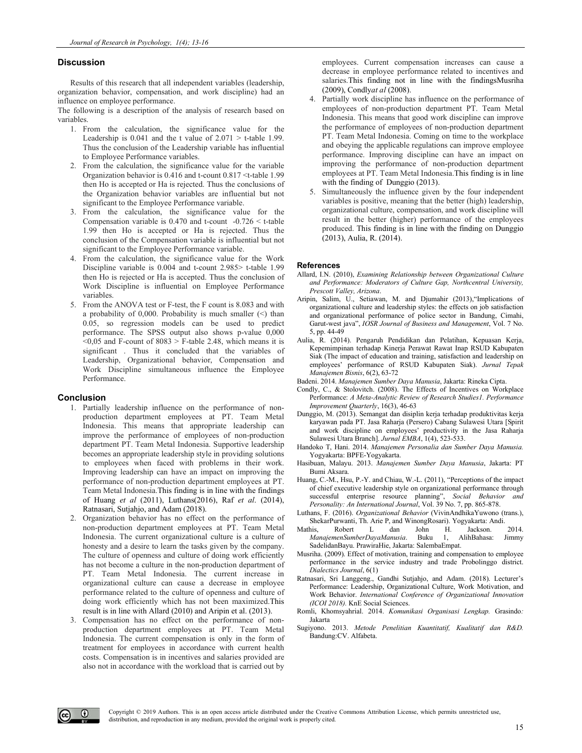## Discussion

Results of this research that all independent variables (leadership, organization behavior, compensation, and work discipline) had an influence on employee performance.

The following is a description of the analysis of research based on variables.

1. From the calculation, the significance value for the Leadership is 0.041 and the t value of 2.071 > t-table 1.99. Thus the conclusion of the Leadership variable has influential to Employee Performance variables.
2. From the calculation, the significance value for the variable Organization behavior is 0.416 and t-count 0.817 <t-table 1.99 then Ho is accepted or Ha is rejected. Thus the conclusions of the Organization behavior variables are influential but not significant to the Employee Performance variable.
3. From the calculation, the significance value for the Compensation variable is 0.470 and t-count -0.726 < t-table 1.99 then Ho is accepted or Ha is rejected. Thus the conclusion of the Compensation variable is influential but not significant to the Employee Performance variable.
4. From the calculation, the significance value for the Work Discipline variable is 0.004 and t-count 2.985> t-table 1.99 then Ho is rejected or Ha is accepted. Thus the conclusion of Work Discipline is influential on Employee Performance variables.
5. From the ANOVA test or F-test, the F count is 8.083 and with a probability of 0,000. Probability is much smaller (<) than 0.05, so regression models can be used to predict performance. The SPSS output also shows p-value 0,000 <0,05 and F-count of 8083 > F-table 2.48, which means it is significant . Thus it concluded that the variables of Leadership, Organizational behavior, Compensation and Work Discipline simultaneous influence the Employee Performance.

## Conclusion

1. Partially leadership influence on the performance of non-production department employees at PT. Team Metal Indonesia. This means that appropriate leadership can improve the performance of employees of non-production department PT. Team Metal Indonesia. Supportive leadership becomes an appropriate leadership style in providing solutions to employees when faced with problems in their work. Improving leadership can have an impact on improving the performance of non-production department employees at PT. Team Metal Indonesia.This finding is in line with the findings of Huang *et al* (2011), Luthans(2016), Raf *et al*. (2014), Ratnasari, Sutjahjo, and Adam (2018).
2. Organization behavior has no effect on the performance of non-production department employees at PT. Team Metal Indonesia. The current organizational culture is a culture of honesty and a desire to learn the tasks given by the company. The culture of openness and culture of doing work efficiently has not become a culture in the non-production department of PT. Team Metal Indonesia. The current increase in organizational culture can cause a decrease in employee performance related to the culture of openness and culture of doing work efficiently which has not been maximized.This result is in line with Allard (2010) and Aripin et al. (2013).
3. Compensation has no effect on the performance of non-production department employees at PT. Team Metal Indonesia. The current compensation is only in the form of treatment for employees in accordance with current health costs. Compensation is in incentives and salaries provided are also not in accordance with the workload that is carried out by employees. Current compensation increases can cause a decrease in employee performance related to incentives and salaries.This finding not in line with the findingsMusriha (2009), Condly*at al* (2008).
4. Partially work discipline has influence on the performance of employees of non-production department PT. Team Metal Indonesia. This means that good work discipline can improve the performance of employees of non-production department PT. Team Metal Indonesia. Coming on time to the workplace and obeying the applicable regulations can improve employee performance. Improving discipline can have an impact on improving the performance of non-production department employees at PT. Team Metal Indonesia.This finding is in line with the finding of Dunggio (2013).
5. Simultaneously the influence given by the four independent variables is positive, meaning that the better (high) leadership, organizational culture, compensation, and work discipline will result in the better (higher) performance of the employees produced. This finding is in line with the finding on Dunggio (2013), Aulia, R. (2014).

## References

Allard, I.N. (2010), *Examining Relationship between Organizational Culture and Performance: Moderators of Culture Gap, Northcentral University, Prescott Valley, Arizona*.

Aripin, Salim, U., Setiawan, M. and Djumahir (2013),"Implications of organizational culture and leadership styles: the effects on job satisfaction and organizational performance of police sector in Bandung, Cimahi, Garut-west java", *IOSR Journal of Business and Management*, Vol. 7 No. 5, pp. 44-49

Aulia, R. (2014). Pengaruh Pendidikan dan Pelatihan, Kepuasan Kerja, Kepemimpinan terhadap Kinerja Perawat Rawat Inap RSUD Kabupaten Siak (The impact of education and training, satisfaction and leadership on employees' performance of RSUD Kabupaten Siak). *Jurnal Tepak Manajemen Bisnis*, 6(2), 63-72

Badeni. 2014. *Manajemen Sumber Daya Manusia*, Jakarta: Rineka Cipta.

Condly, C., & Stolovitch. (2008). The Effects of Incentives on Workplace Performance: *A Meta-Analytic Review of Research Studies1*. *Performance Improvement Quarterly*, 16(3), 46-63

Dunggio, M. (2013). Semangat dan disiplin kerja terhadap produktivitas kerja karyawan pada PT. Jasa Raharja (Persero) Cabang Sulawesi Utara [Spirit and work discipline on employees' productivity in the Jasa Raharja Sulawesi Utara Branch]. *Jurnal EMBA*, 1(4), 523-533.

Handoko T, Hani. 2014. *Manajemen Personalia dan Sumber Daya Manusia.* Yogyakarta: BPFE-Yogyakarta.

Hasibuan, Malayu. 2013. *Manajemen Sumber Daya Manusia*, Jakarta: PT Bumi Aksara.

Huang, C.-M., Hsu, P.-Y. and Chiau, W.-L. (2011), "Perceptions of the impact of chief executive leadership style on organizational performance through successful enterprise resource planning", *Social Behavior and Personality: An International Journal*, Vol. 39 No. 7, pp. 865-878.

Luthans, F. (2016). *Organizational Behavior* (VivinAndhikaYuwono (trans.), ShekarPurwanti, Th. Arie P, and WinongRosari). Yogyakarta: Andi.

Mathis, Robert L dan John H. Jackson. 2014. *ManajemenSumberDayaManusia*. Buku 1, AlihBahasa: Jimmy SadelidanBayu. PrawiraHie, Jakarta: SalembaEmpat.

Musriha. (2009). Effect of motivation, training and compensation to employee performance in the service industry and trade Probolinggo district. *Dialectics Journal*, 6(1)

Ratnasari, Sri Langgeng., Gandhi Sutjahjo, and Adam. (2018). Lecturer's Performance: Leadership, Organizational Culture, Work Motivation, and Work Behavior. *International Conference of Organizational Innovation (ICOI 2018).* KnE Social Sciences.

Romli, Khomsyahrial. 2014. *Komunikasi Organisasi Lengkap.* Grasindo*:* Jakarta

Sugiyono. 2013. *Metode Penelitian Kuantitatif, Kualitatif dan R&D.* Bandung:CV. Alfabeta.

Copyright © 2019 Authors. This is an open access article distributed under the Creative Commons Attribution License, which permits unrestricted use, distribution, and reproduction in any medium, provided the original work is properly cited.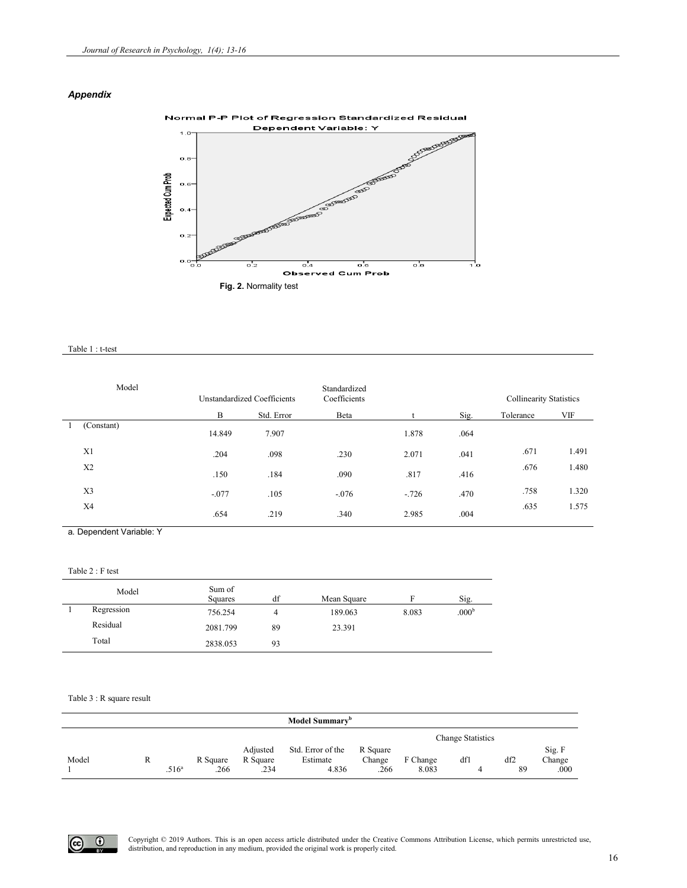### *Appendix*

Normal P-P Plot of Regression Standardized Residual

Dependent Variable: Y

Expected Cum Prob

1.0

0.8

0.6

0.4

0.2

0.0

0.0 0.2 0.4 0.6 0.8 1.0

Observed Cum Prob

**Fig. 2.** Normality test

Table 1 : t-test

| Model | | Unstandardized Coefficients | | Standardized Coefficients | t | Sig. | Collinearity Statistics | |
|---|---|---|---|---|---|---|---|---|
| | | B | Std. Error | Beta | | | Tolerance | VIF |
| 1 | (Constant) | 14.849 | 7.907 | | 1.878 | .064 | | |
| | X1 | .204 | .098 | .230 | 2.071 | .041 | .671 | 1.491 |
| | X2 | .150 | .184 | .090 | .817 | .416 | .676 | 1.480 |
| | X3 | -.077 | .105 | -.076 | -.726 | .470 | .758 | 1.320 |
| | X4 | .654 | .219 | .340 | 2.985 | .004 | .635 | 1.575 |

a. Dependent Variable: Y

Table 2 : F test

| Model | | Sum of Squares | df | Mean Square | F | Sig. |
|---|---|---|---|---|---|---|
| 1 | Regression | 756.254 | 4 | 189.063 | 8.083 | .000[b] |
| | Residual | 2081.799 | 89 | 23.391 | | |
| | Total | 2838.053 | 93 | | | |

Table 3 : R square result

| Model Summary[b] | | | | | | | | | |
|---|---|---|---|---|---|---|---|---|---|
| | | | | | Change Statistics | | | | |
| Model | R | R Square | Adjusted R Square | Std. Error of the Estimate | R Square Change | F Change | df1 | df2 | Sig. F Change |
| 1 | .516[a] | .266 | .234 | 4.836 | .266 | 8.083 | 4 | 89 | .000 |

Copyright © 2019 Authors. This is an open access article distributed under the Creative Commons Attribution License, which permits unrestricted use, distribution, and reproduction in any medium, provided the original work is properly cited.